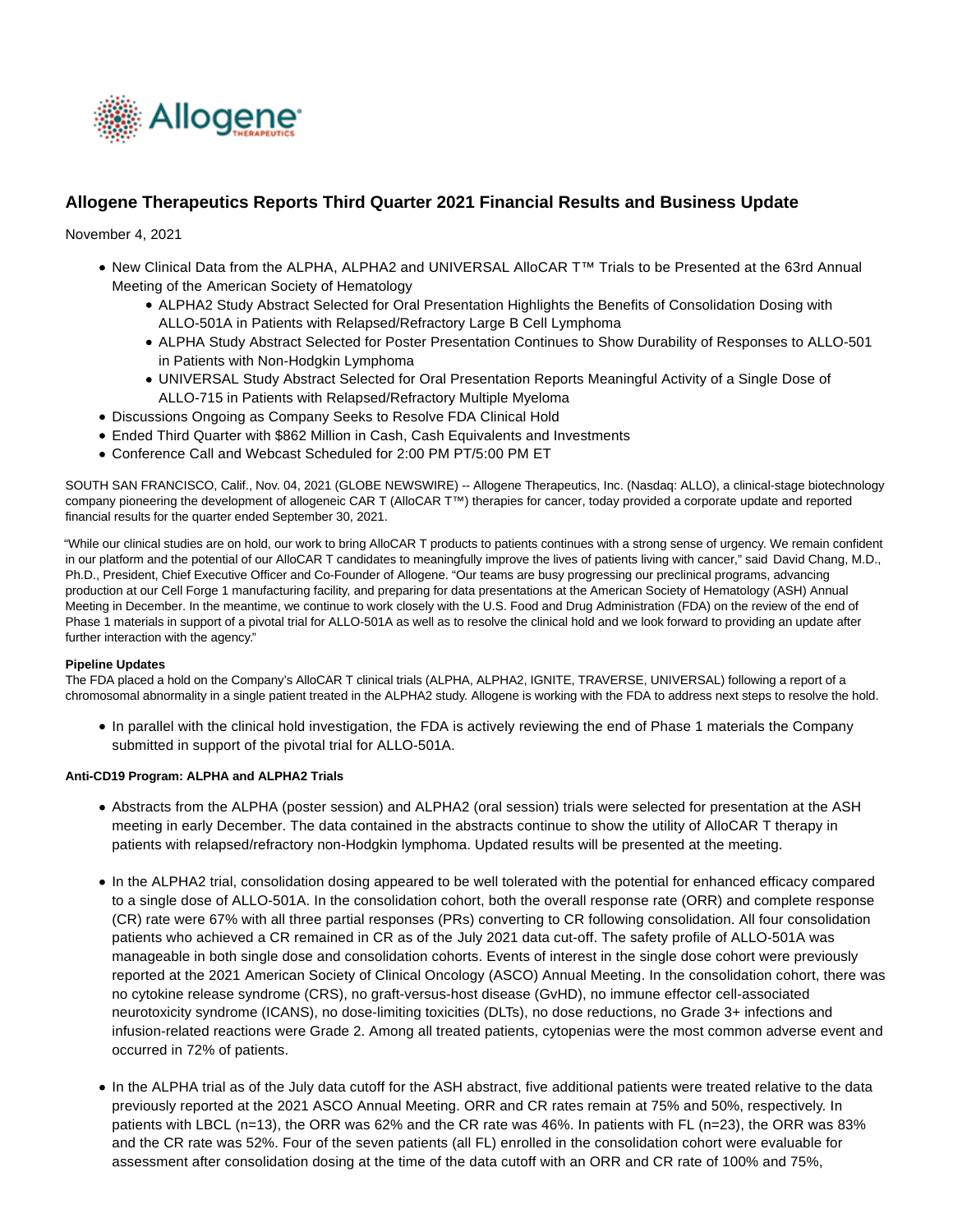# Allogene Therapeutics Reports Third Quarter 2021 Financial Results and Business Update

November 4, 2021

- New Clinical Data from the ALPHA, ALPHA2 and UNIVERSAL AlloCAR T™ Trials to be Presented at the 63rd Annual Meeting of the American Society of Hematology
  - ALPHA2 Study Abstract Selected for Oral Presentation Highlights the Benefits of Consolidation Dosing with ALLO-501A in Patients with Relapsed/Refractory Large B Cell Lymphoma
  - ALPHA Study Abstract Selected for Poster Presentation Continues to Show Durability of Responses to ALLO-501 in Patients with Non-Hodgkin Lymphoma
  - UNIVERSAL Study Abstract Selected for Oral Presentation Reports Meaningful Activity of a Single Dose of ALLO-715 in Patients with Relapsed/Refractory Multiple Myeloma
- Discussions Ongoing as Company Seeks to Resolve FDA Clinical Hold
- Ended Third Quarter with $862 Million in Cash, Cash Equivalents and Investments
- Conference Call and Webcast Scheduled for 2:00 PM PT/5:00 PM ET

SOUTH SAN FRANCISCO, Calif., Nov. 04, 2021 (GLOBE NEWSWIRE) -- Allogene Therapeutics, Inc. (Nasdaq: ALLO), a clinical-stage biotechnology company pioneering the development of allogeneic CAR T (AlloCAR T™) therapies for cancer, today provided a corporate update and reported financial results for the quarter ended September 30, 2021.

"While our clinical studies are on hold, our work to bring AlloCAR T products to patients continues with a strong sense of urgency. We remain confident in our platform and the potential of our AlloCAR T candidates to meaningfully improve the lives of patients living with cancer," said David Chang, M.D., Ph.D., President, Chief Executive Officer and Co-Founder of Allogene. "Our teams are busy progressing our preclinical programs, advancing production at our Cell Forge 1 manufacturing facility, and preparing for data presentations at the American Society of Hematology (ASH) Annual Meeting in December. In the meantime, we continue to work closely with the U.S. Food and Drug Administration (FDA) on the review of the end of Phase 1 materials in support of a pivotal trial for ALLO-501A as well as to resolve the clinical hold and we look forward to providing an update after further interaction with the agency."

**Pipeline Updates**

The FDA placed a hold on the Company's AlloCAR T clinical trials (ALPHA, ALPHA2, IGNITE, TRAVERSE, UNIVERSAL) following a report of a chromosomal abnormality in a single patient treated in the ALPHA2 study. Allogene is working with the FDA to address next steps to resolve the hold.

- In parallel with the clinical hold investigation, the FDA is actively reviewing the end of Phase 1 materials the Company submitted in support of the pivotal trial for ALLO-501A.

**Anti-CD19 Program: ALPHA and ALPHA2 Trials**

- Abstracts from the ALPHA (poster session) and ALPHA2 (oral session) trials were selected for presentation at the ASH meeting in early December. The data contained in the abstracts continue to show the utility of AlloCAR T therapy in patients with relapsed/refractory non-Hodgkin lymphoma. Updated results will be presented at the meeting.

- In the ALPHA2 trial, consolidation dosing appeared to be well tolerated with the potential for enhanced efficacy compared to a single dose of ALLO-501A. In the consolidation cohort, both the overall response rate (ORR) and complete response (CR) rate were 67% with all three partial responses (PRs) converting to CR following consolidation. All four consolidation patients who achieved a CR remained in CR as of the July 2021 data cut-off. The safety profile of ALLO-501A was manageable in both single dose and consolidation cohorts. Events of interest in the single dose cohort were previously reported at the 2021 American Society of Clinical Oncology (ASCO) Annual Meeting. In the consolidation cohort, there was no cytokine release syndrome (CRS), no graft-versus-host disease (GvHD), no immune effector cell-associated neurotoxicity syndrome (ICANS), no dose-limiting toxicities (DLTs), no dose reductions, no Grade 3+ infections and infusion-related reactions were Grade 2. Among all treated patients, cytopenias were the most common adverse event and occurred in 72% of patients.

- In the ALPHA trial as of the July data cutoff for the ASH abstract, five additional patients were treated relative to the data previously reported at the 2021 ASCO Annual Meeting. ORR and CR rates remain at 75% and 50%, respectively. In patients with LBCL (n=13), the ORR was 62% and the CR rate was 46%. In patients with FL (n=23), the ORR was 83% and the CR rate was 52%. Four of the seven patients (all FL) enrolled in the consolidation cohort were evaluable for assessment after consolidation dosing at the time of the data cutoff with an ORR and CR rate of 100% and 75%,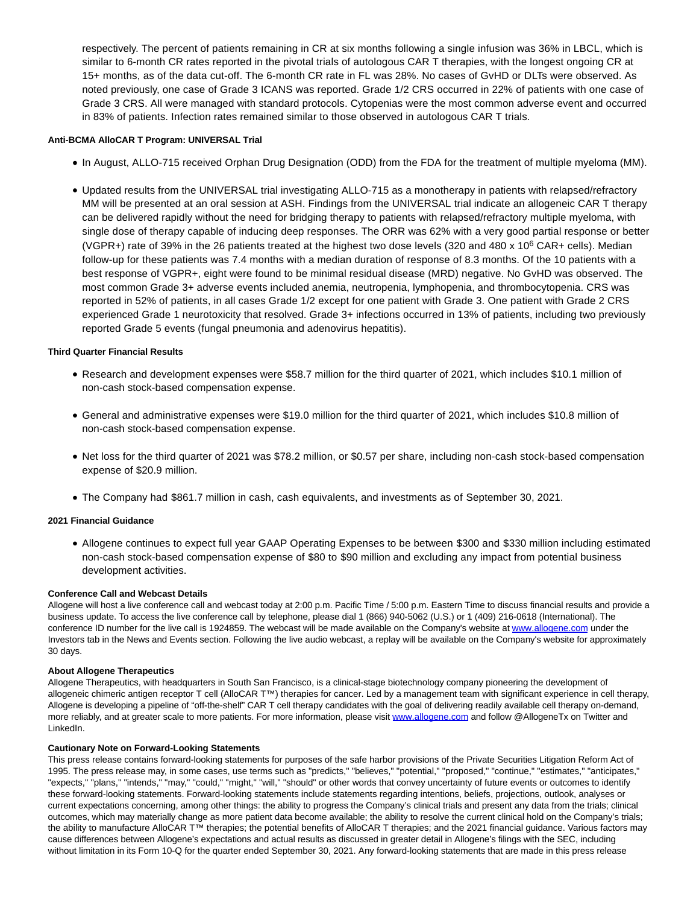respectively. The percent of patients remaining in CR at six months following a single infusion was 36% in LBCL, which is similar to 6-month CR rates reported in the pivotal trials of autologous CAR T therapies, with the longest ongoing CR at 15+ months, as of the data cut-off. The 6-month CR rate in FL was 28%. No cases of GvHD or DLTs were observed. As noted previously, one case of Grade 3 ICANS was reported. Grade 1/2 CRS occurred in 22% of patients with one case of Grade 3 CRS. All were managed with standard protocols. Cytopenias were the most common adverse event and occurred in 83% of patients. Infection rates remained similar to those observed in autologous CAR T trials.

**Anti-BCMA AlloCAR T Program: UNIVERSAL Trial**

- In August, ALLO-715 received Orphan Drug Designation (ODD) from the FDA for the treatment of multiple myeloma (MM).
- Updated results from the UNIVERSAL trial investigating ALLO-715 as a monotherapy in patients with relapsed/refractory MM will be presented at an oral session at ASH. Findings from the UNIVERSAL trial indicate an allogeneic CAR T therapy can be delivered rapidly without the need for bridging therapy to patients with relapsed/refractory multiple myeloma, with single dose of therapy capable of inducing deep responses. The ORR was 62% with a very good partial response or better (VGPR+) rate of 39% in the 26 patients treated at the highest two dose levels (320 and 480 x $10^6$ CAR+ cells). Median follow-up for these patients was 7.4 months with a median duration of response of 8.3 months. Of the 10 patients with a best response of VGPR+, eight were found to be minimal residual disease (MRD) negative. No GvHD was observed. The most common Grade 3+ adverse events included anemia, neutropenia, lymphopenia, and thrombocytopenia. CRS was reported in 52% of patients, in all cases Grade 1/2 except for one patient with Grade 3. One patient with Grade 2 CRS experienced Grade 1 neurotoxicity that resolved. Grade 3+ infections occurred in 13% of patients, including two previously reported Grade 5 events (fungal pneumonia and adenovirus hepatitis).

**Third Quarter Financial Results**

- Research and development expenses were $58.7 million for the third quarter of 2021, which includes $10.1 million of non-cash stock-based compensation expense.
- General and administrative expenses were $19.0 million for the third quarter of 2021, which includes $10.8 million of non-cash stock-based compensation expense.
- Net loss for the third quarter of 2021 was $78.2 million, or $0.57 per share, including non-cash stock-based compensation expense of $20.9 million.
- The Company had $861.7 million in cash, cash equivalents, and investments as of September 30, 2021.

**2021 Financial Guidance**

- Allogene continues to expect full year GAAP Operating Expenses to be between $300 and $330 million including estimated non-cash stock-based compensation expense of $80 to $90 million and excluding any impact from potential business development activities.

**Conference Call and Webcast Details**

Allogene will host a live conference call and webcast today at 2:00 p.m. Pacific Time / 5:00 p.m. Eastern Time to discuss financial results and provide a business update. To access the live conference call by telephone, please dial 1 (866) 940-5062 (U.S.) or 1 (409) 216-0618 (International). The conference ID number for the live call is 1924859. The webcast will be made available on the Company's website at www.allogene.com under the Investors tab in the News and Events section. Following the live audio webcast, a replay will be available on the Company's website for approximately 30 days.

**About Allogene Therapeutics**

Allogene Therapeutics, with headquarters in South San Francisco, is a clinical-stage biotechnology company pioneering the development of allogeneic chimeric antigen receptor T cell (AlloCAR T™) therapies for cancer. Led by a management team with significant experience in cell therapy, Allogene is developing a pipeline of "off-the-shelf" CAR T cell therapy candidates with the goal of delivering readily available cell therapy on-demand, more reliably, and at greater scale to more patients. For more information, please visit www.allogene.com and follow @AllogeneTx on Twitter and LinkedIn.

**Cautionary Note on Forward-Looking Statements**

This press release contains forward-looking statements for purposes of the safe harbor provisions of the Private Securities Litigation Reform Act of 1995. The press release may, in some cases, use terms such as "predicts," "believes," "potential," "proposed," "continue," "estimates," "anticipates," "expects," "plans," "intends," "may," "could," "might," "will," "should" or other words that convey uncertainty of future events or outcomes to identify these forward-looking statements. Forward-looking statements include statements regarding intentions, beliefs, projections, outlook, analyses or current expectations concerning, among other things: the ability to progress the Company's clinical trials and present any data from the trials; clinical outcomes, which may materially change as more patient data become available; the ability to resolve the current clinical hold on the Company's trials; the ability to manufacture AlloCAR T™ therapies; the potential benefits of AlloCAR T therapies; and the 2021 financial guidance. Various factors may cause differences between Allogene's expectations and actual results as discussed in greater detail in Allogene's filings with the SEC, including without limitation in its Form 10-Q for the quarter ended September 30, 2021. Any forward-looking statements that are made in this press release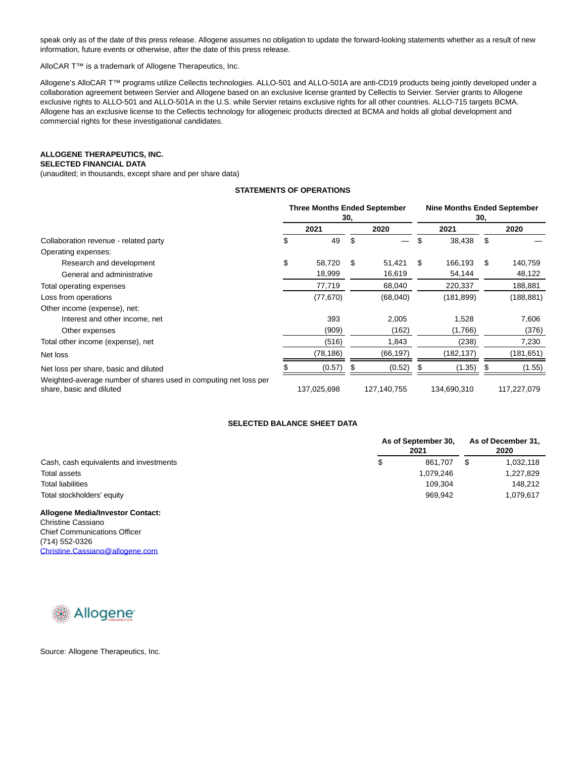speak only as of the date of this press release. Allogene assumes no obligation to update the forward-looking statements whether as a result of new information, future events or otherwise, after the date of this press release.

AlloCAR T™ is a trademark of Allogene Therapeutics, Inc.

Allogene's AlloCAR T™ programs utilize Cellectis technologies. ALLO-501 and ALLO-501A are anti-CD19 products being jointly developed under a collaboration agreement between Servier and Allogene based on an exclusive license granted by Cellectis to Servier. Servier grants to Allogene exclusive rights to ALLO-501 and ALLO-501A in the U.S. while Servier retains exclusive rights for all other countries. ALLO-715 targets BCMA. Allogene has an exclusive license to the Cellectis technology for allogeneic products directed at BCMA and holds all global development and commercial rights for these investigational candidates.

**ALLOGENE THERAPEUTICS, INC.**
**SELECTED FINANCIAL DATA**
(unaudited; in thousands, except share and per share data)

**STATEMENTS OF OPERATIONS**

| | Three Months Ended September 30, | | Nine Months Ended September 30, | |
|---|---|---|---|---|
| | 2021 | 2020 | 2021 | 2020 |
| Collaboration revenue - related party | $ 49 | $ — | $ 38,438 | $ — |
| Operating expenses: | | | | |
| Research and development | $ 58,720 | $ 51,421 | $ 166,193 | $ 140,759 |
| General and administrative | 18,999 | 16,619 | 54,144 | 48,122 |
| Total operating expenses | 77,719 | 68,040 | 220,337 | 188,881 |
| Loss from operations | (77,670) | (68,040) | (181,899) | (188,881) |
| Other income (expense), net: | | | | |
| Interest and other income, net | 393 | 2,005 | 1,528 | 7,606 |
| Other expenses | (909) | (162) | (1,766) | (376) |
| Total other income (expense), net | (516) | 1,843 | (238) | 7,230 |
| Net loss | (78,186) | (66,197) | (182,137) | (181,651) |
| Net loss per share, basic and diluted | $ (0.57) | $ (0.52) | $ (1.35) | $ (1.55) |
| Weighted-average number of shares used in computing net loss per share, basic and diluted | 137,025,698 | 127,140,755 | 134,690,310 | 117,227,079 |

**SELECTED BALANCE SHEET DATA**

| | As of September 30, 2021 | As of December 31, 2020 |
|---|---|---|
| Cash, cash equivalents and investments | $ 861,707 | $ 1,032,118 |
| Total assets | 1,079,246 | 1,227,829 |
| Total liabilities | 109,304 | 148,212 |
| Total stockholders' equity | 969,942 | 1,079,617 |

**Allogene Media/Investor Contact:**
Christine Cassiano
Chief Communications Officer
(714) 552-0326
Christine.Cassiano@allogene.com

Source: Allogene Therapeutics, Inc.